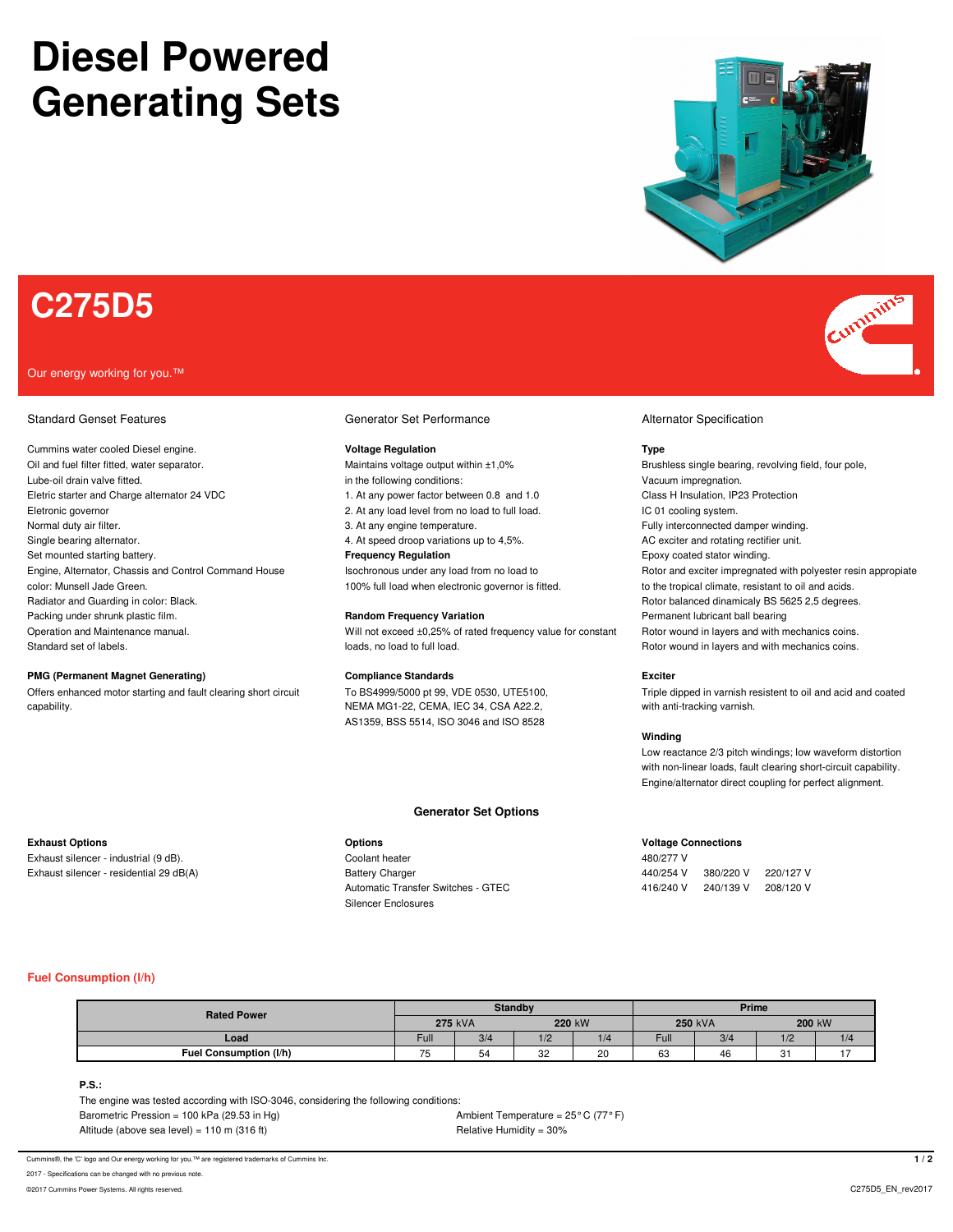# Diesel Powered Generating Sets

# C275D5

Our energy working for you.™

## Standard Genset Features

Cummins water cooled Diesel engine.
Oil and fuel filter fitted, water separator.
Lube-oil drain valve fitted.
Eletric starter and Charge alternator 24 VDC
Eletronic governor
Normal duty air filter.
Single bearing alternator.
Set mounted starting battery.
Engine, Alternator, Chassis and Control Command House color: Munsell Jade Green.
Radiator and Guarding in color: Black.
Packing under shrunk plastic film.
Operation and Maintenance manual.
Standard set of labels.

**PMG (Permanent Magnet Generating)**

Offers enhanced motor starting and fault clearing short circuit capability.

## Generator Set Performance

**Voltage Regulation**

Maintains voltage output within ±1,0% in the following conditions:

1. At any power factor between 0.8 and 1.0
2. At any load level from no load to full load.
3. At any engine temperature.
4. At speed droop variations up to 4,5%.

**Frequency Regulation**

Isochronous under any load from no load to 100% full load when electronic governor is fitted.

**Random Frequency Variation**

Will not exceed ±0,25% of rated frequency value for constant loads, no load to full load.

**Compliance Standards**

To BS4999/5000 pt 99, VDE 0530, UTE5100, NEMA MG1-22, CEMA, IEC 34, CSA A22.2, AS1359, BSS 5514, ISO 3046 and ISO 8528

## Alternator Specification

**Type**

Brushless single bearing, revolving field, four pole,
Vacuum impregnation.
Class H Insulation, IP23 Protection
IC 01 cooling system.
Fully interconnected damper winding.
AC exciter and rotating rectifier unit.
Epoxy coated stator winding.
Rotor and exciter impregnated with polyester resin appropiate to the tropical climate, resistant to oil and acids.
Rotor balanced dinamicaly BS 5625 2,5 degrees.
Permanent lubricant ball bearing
Rotor wound in layers and with mechanics coins.
Rotor wound in layers and with mechanics coins.

**Exciter**

Triple dipped in varnish resistent to oil and acid and coated with anti-tracking varnish.

**Winding**

Low reactance 2/3 pitch windings; low waveform distortion with non-linear loads, fault clearing short-circuit capability.
Engine/alternator direct coupling for perfect alignment.

## Generator Set Options

**Exhaust Options**

Exhaust silencer - industrial (9 dB).
Exhaust silencer - residential 29 dB(A)

**Options**

Coolant heater
Battery Charger
Automatic Transfer Switches - GTEC
Silencer Enclosures

**Voltage Connections**

480/277 V
440/254 V 380/220 V 220/127 V
416/240 V 240/139 V 208/120 V

## Fuel Consumption (l/h)

| Rated Power | Standby | | | | Prime | | | |
|---|---|---|---|---|---|---|---|---|
| | **275** kVA | | **220** kW | | **250** kVA | | **200** kW | |
| **Load** | Full | 3/4 | 1/2 | 1/4 | Full | 3/4 | 1/2 | 1/4 |
| **Fuel Consumption (l/h)** | 75 | 54 | 32 | 20 | 63 | 46 | 31 | 17 |

**P.S.:**

The engine was tested according with ISO-3046, considering the following conditions:

Barometric Pression = 100 kPa (29.53 in Hg)
Altitude (above sea level) = 110 m (316 ft)
Ambient Temperature = 25° C (77° F)
Relative Humidity = 30%

Cummins®, the 'C' logo and Our energy working for you.™ are registered trademarks of Cummins Inc.
2017 - Specifications can be changed with no previous note.
©2017 Cummins Power Systems. All rights reserved.
C275D5_EN_rev2017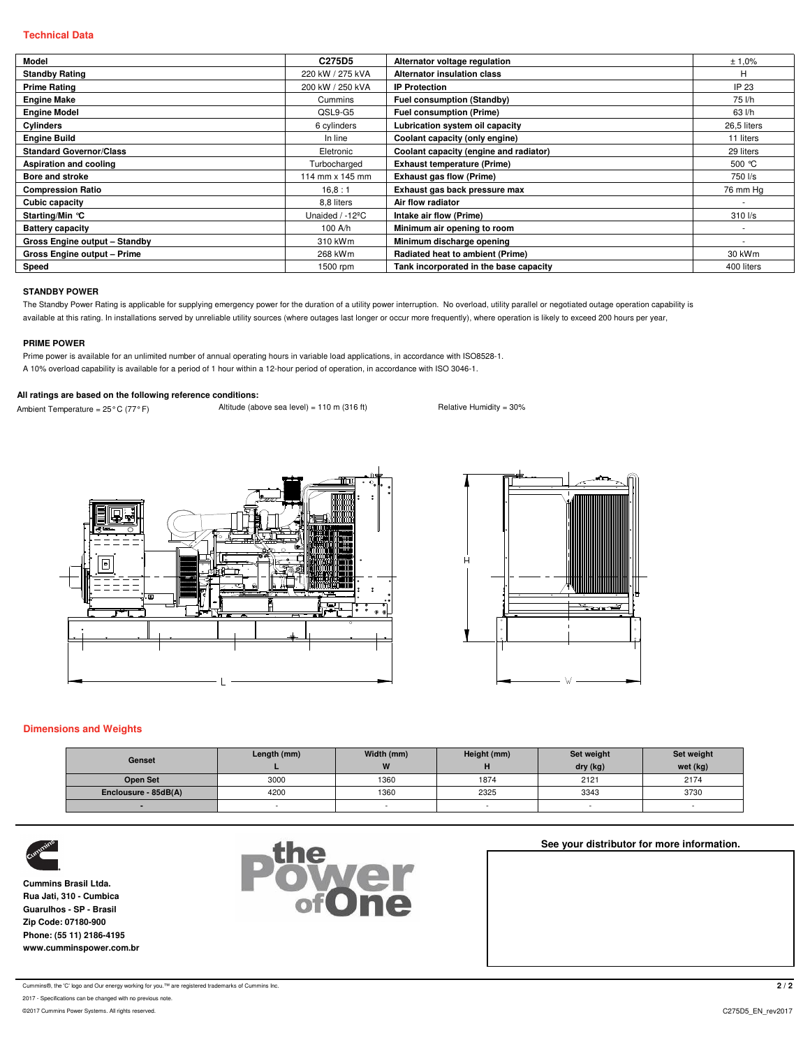## Technical Data

| Model | C275D5 | Alternator voltage regulation | ± 1,0% |
|---|---|---|---|
| Standby Rating | 220 kW / 275 kVA | Alternator insulation class | H |
| Prime Rating | 200 kW / 250 kVA | IP Protection | IP 23 |
| Engine Make | Cummins | Fuel consumption (Standby) | 75 l/h |
| Engine Model | QSL9-G5 | Fuel consumption (Prime) | 63 l/h |
| Cylinders | 6 cylinders | Lubrication system oil capacity | 26,5 liters |
| Engine Build | In line | Coolant capacity (only engine) | 11 liters |
| Standard Governor/Class | Eletronic | Coolant capacity (engine and radiator) | 29 liters |
| Aspiration and cooling | Turbocharged | Exhaust temperature (Prime) | 500 ºC |
| Bore and stroke | 114 mm x 145 mm | Exhaust gas flow (Prime) | 750 l/s |
| Compression Ratio | 16,8 : 1 | Exhaust gas back pressure max | 76 mm Hg |
| Cubic capacity | 8,8 liters | Air flow radiator | - |
| Starting/Min ºC | Unaided / -12ºC | Intake air flow (Prime) | 310 l/s |
| Battery capacity | 100 A/h | Minimum air opening to room | - |
| Gross Engine output – Standby | 310 kWm | Minimum discharge opening | - |
| Gross Engine output – Prime | 268 kWm | Radiated heat to ambient (Prime) | 30 kWm |
| Speed | 1500 rpm | Tank incorporated in the base capacity | 400 liters |

### STANDBY POWER

The Standby Power Rating is applicable for supplying emergency power for the duration of a utility power interruption. No overload, utility parallel or negotiated outage operation capability is available at this rating. In installations served by unreliable utility sources (where outages last longer or occur more frequently), where operation is likely to exceed 200 hours per year,

### PRIME POWER

Prime power is available for an unlimited number of annual operating hours in variable load applications, in accordance with ISO8528-1.
A 10% overload capability is available for a period of 1 hour within a 12-hour period of operation, in accordance with ISO 3046-1.

**All ratings are based on the following reference conditions:**

Ambient Temperature = 25° C (77° F) | Altitude (above sea level) = 110 m (316 ft) | Relative Humidity = 30%

H

L

W

## Dimensions and Weights

| Genset | Length (mm) L | Width (mm) W | Height (mm) H | Set weight dry (kg) | Set weight wet (kg) |
|---|---|---|---|---|---|
| Open Set | 3000 | 1360 | 1874 | 2121 | 2174 |
| Enclousure - 85dB(A) | 4200 | 1360 | 2325 | 3343 | 3730 |
| - | - | - | - | - | - |

**Cummins Brasil Ltda.**
**Rua Jati, 310 - Cumbica**
**Guarulhos - SP - Brasil**
**Zip Code: 07180-900**
**Phone: (55 11) 2186-4195**
**www.cumminspower.com.br**

the Power of One

**See your distributor for more information.**

Cummins®, the 'C' logo and Our energy working for you.™ are registered trademarks of Cummins Inc.
2017 - Specifications can be changed with no previous note.
©2017 Cummins Power Systems. All rights reserved.

C275D5_EN_rev2017